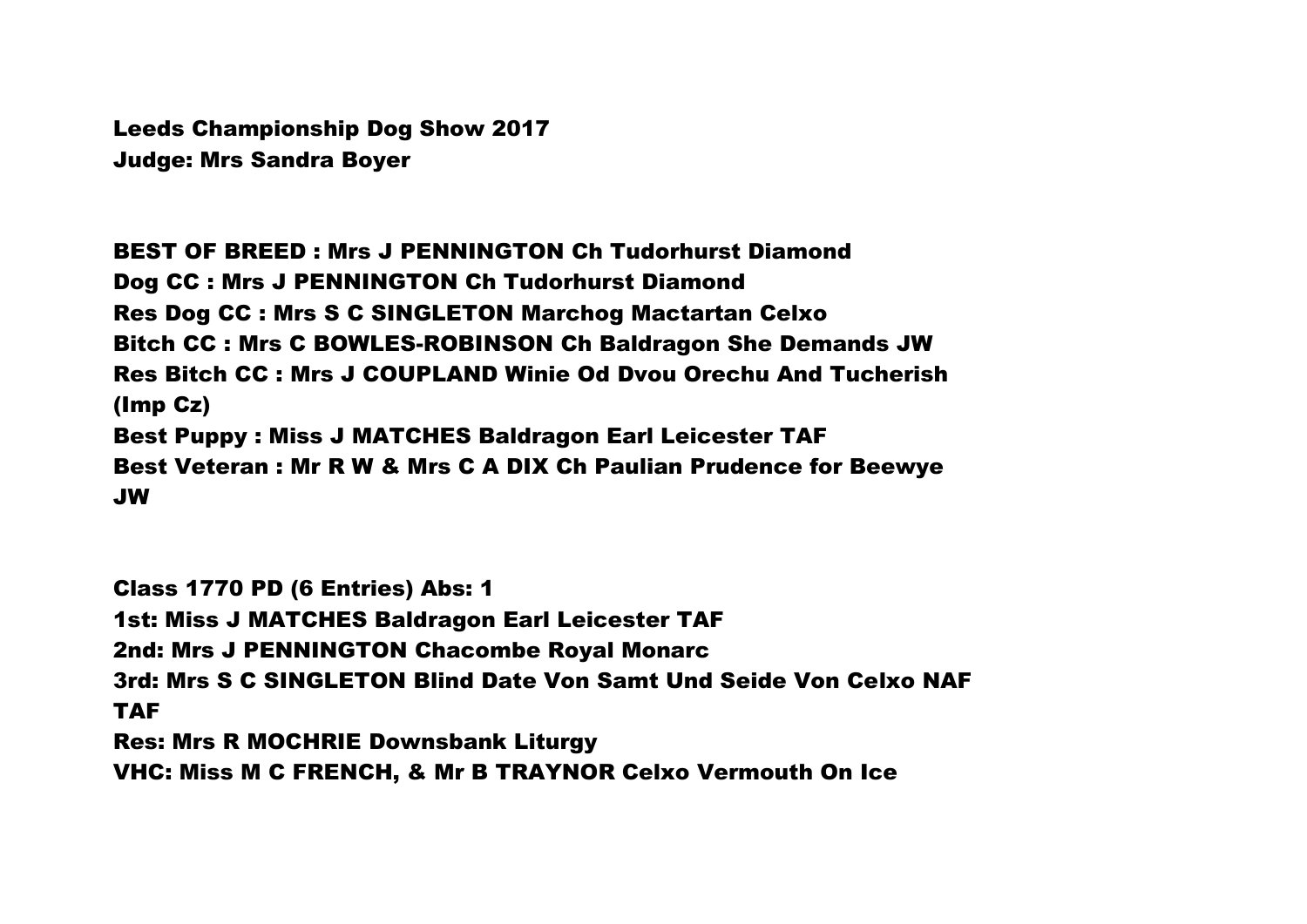**Leeds Championship Dog Show 2017**
**Judge: Mrs Sandra Boyer**

**BEST OF BREED : Mrs J PENNINGTON Ch Tudorhurst Diamond**
**Dog CC : Mrs J PENNINGTON Ch Tudorhurst Diamond**
**Res Dog CC : Mrs S C SINGLETON Marchog Mactartan Celxo**
**Bitch CC : Mrs C BOWLES-ROBINSON Ch Baldragon She Demands JW**
**Res Bitch CC : Mrs J COUPLAND Winie Od Dvou Orechu And Tucherish (Imp Cz)**
**Best Puppy : Miss J MATCHES Baldragon Earl Leicester TAF**
**Best Veteran : Mr R W & Mrs C A DIX Ch Paulian Prudence for Beewye JW**

**Class 1770 PD (6 Entries) Abs: 1**
**1st: Miss J MATCHES Baldragon Earl Leicester TAF**
**2nd: Mrs J PENNINGTON Chacombe Royal Monarc**
**3rd: Mrs S C SINGLETON Blind Date Von Samt Und Seide Von Celxo NAF TAF**
**Res: Mrs R MOCHRIE Downsbank Liturgy**
**VHC: Miss M C FRENCH, & Mr B TRAYNOR Celxo Vermouth On Ice**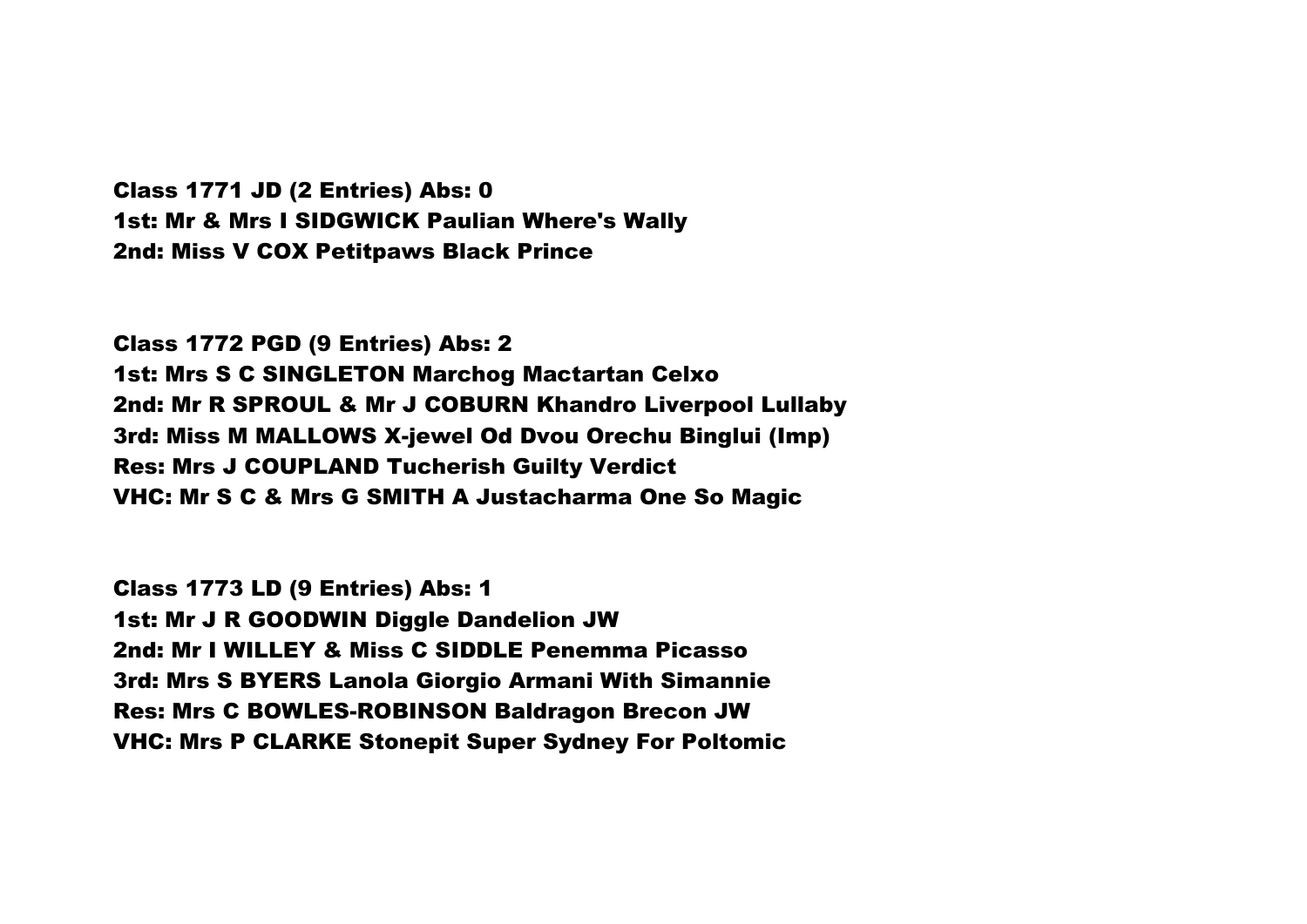**Class 1771 JD (2 Entries) Abs: 0**
**1st: Mr & Mrs I SIDGWICK Paulian Where's Wally**
**2nd: Miss V COX Petitpaws Black Prince**

**Class 1772 PGD (9 Entries) Abs: 2**
**1st: Mrs S C SINGLETON Marchog Mactartan Celxo**
**2nd: Mr R SPROUL & Mr J COBURN Khandro Liverpool Lullaby**
**3rd: Miss M MALLOWS X-jewel Od Dvou Orechu Binglui (Imp)**
**Res: Mrs J COUPLAND Tucherish Guilty Verdict**
**VHC: Mr S C & Mrs G SMITH A Justacharma One So Magic**

**Class 1773 LD (9 Entries) Abs: 1**
**1st: Mr J R GOODWIN Diggle Dandelion JW**
**2nd: Mr I WILLEY & Miss C SIDDLE Penemma Picasso**
**3rd: Mrs S BYERS Lanola Giorgio Armani With Simannie**
**Res: Mrs C BOWLES-ROBINSON Baldragon Brecon JW**
**VHC: Mrs P CLARKE Stonepit Super Sydney For Poltomic**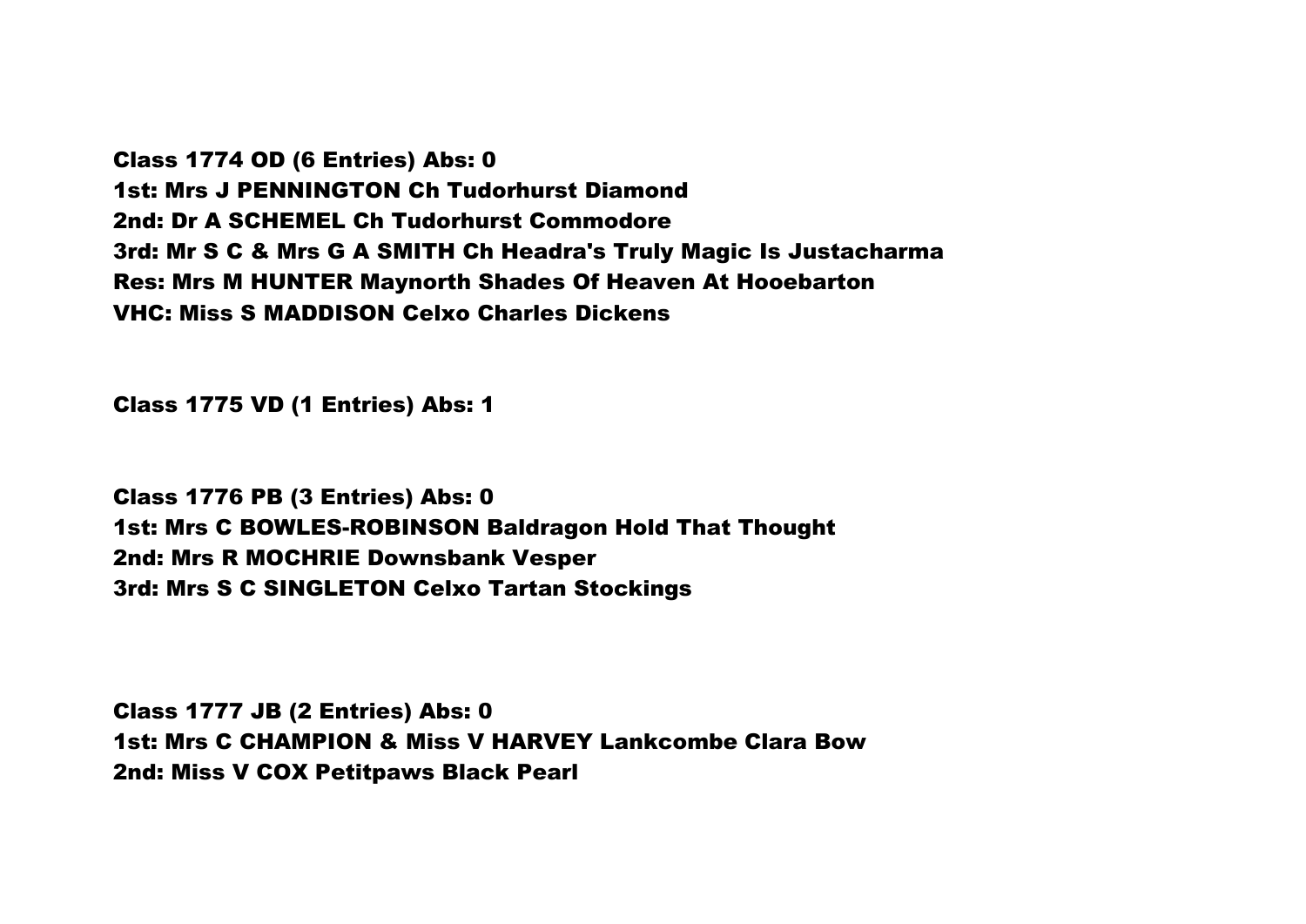**Class 1774 OD (6 Entries) Abs: 0**
**1st: Mrs J PENNINGTON Ch Tudorhurst Diamond**
**2nd: Dr A SCHEMEL Ch Tudorhurst Commodore**
**3rd: Mr S C & Mrs G A SMITH Ch Headra's Truly Magic Is Justacharma**
**Res: Mrs M HUNTER Maynorth Shades Of Heaven At Hooebarton**
**VHC: Miss S MADDISON Celxo Charles Dickens**

**Class 1775 VD (1 Entries) Abs: 1**

**Class 1776 PB (3 Entries) Abs: 0**
**1st: Mrs C BOWLES-ROBINSON Baldragon Hold That Thought**
**2nd: Mrs R MOCHRIE Downsbank Vesper**
**3rd: Mrs S C SINGLETON Celxo Tartan Stockings**

**Class 1777 JB (2 Entries) Abs: 0**
**1st: Mrs C CHAMPION & Miss V HARVEY Lankcombe Clara Bow**
**2nd: Miss V COX Petitpaws Black Pearl**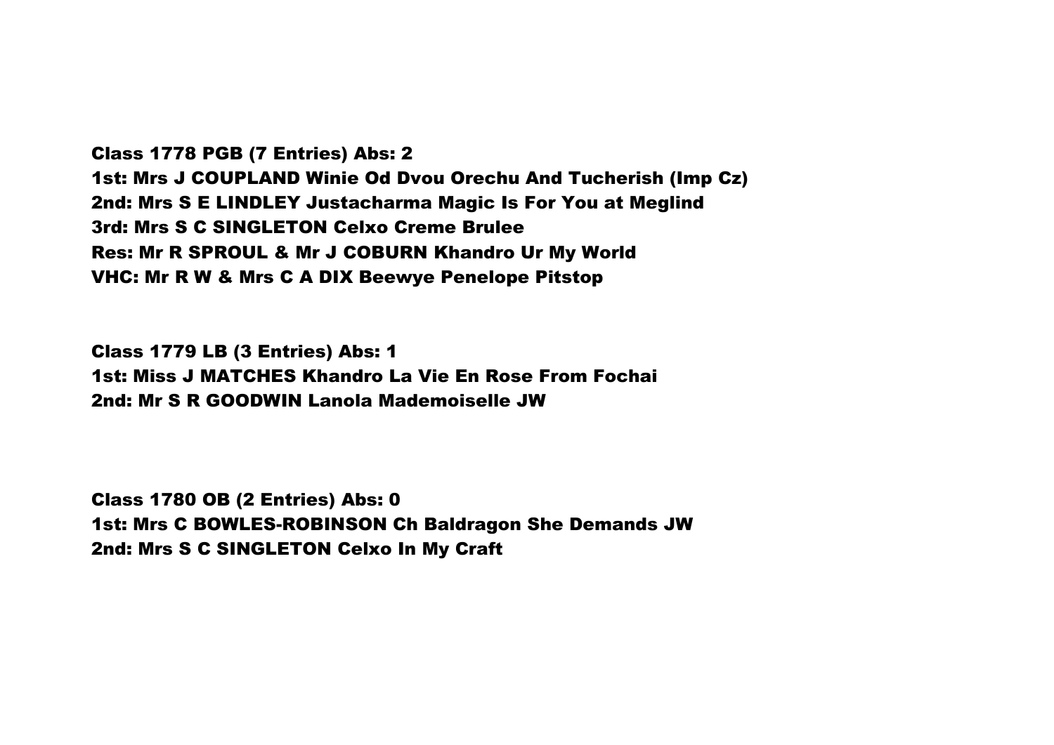**Class 1778 PGB (7 Entries) Abs: 2**
**1st: Mrs J COUPLAND Winie Od Dvou Orechu And Tucherish (Imp Cz)**
**2nd: Mrs S E LINDLEY Justacharma Magic Is For You at Meglind**
**3rd: Mrs S C SINGLETON Celxo Creme Brulee**
**Res: Mr R SPROUL & Mr J COBURN Khandro Ur My World**
**VHC: Mr R W & Mrs C A DIX Beewye Penelope Pitstop**

**Class 1779 LB (3 Entries) Abs: 1**
**1st: Miss J MATCHES Khandro La Vie En Rose From Fochai**
**2nd: Mr S R GOODWIN Lanola Mademoiselle JW**

**Class 1780 OB (2 Entries) Abs: 0**
**1st: Mrs C BOWLES-ROBINSON Ch Baldragon She Demands JW**
**2nd: Mrs S C SINGLETON Celxo In My Craft**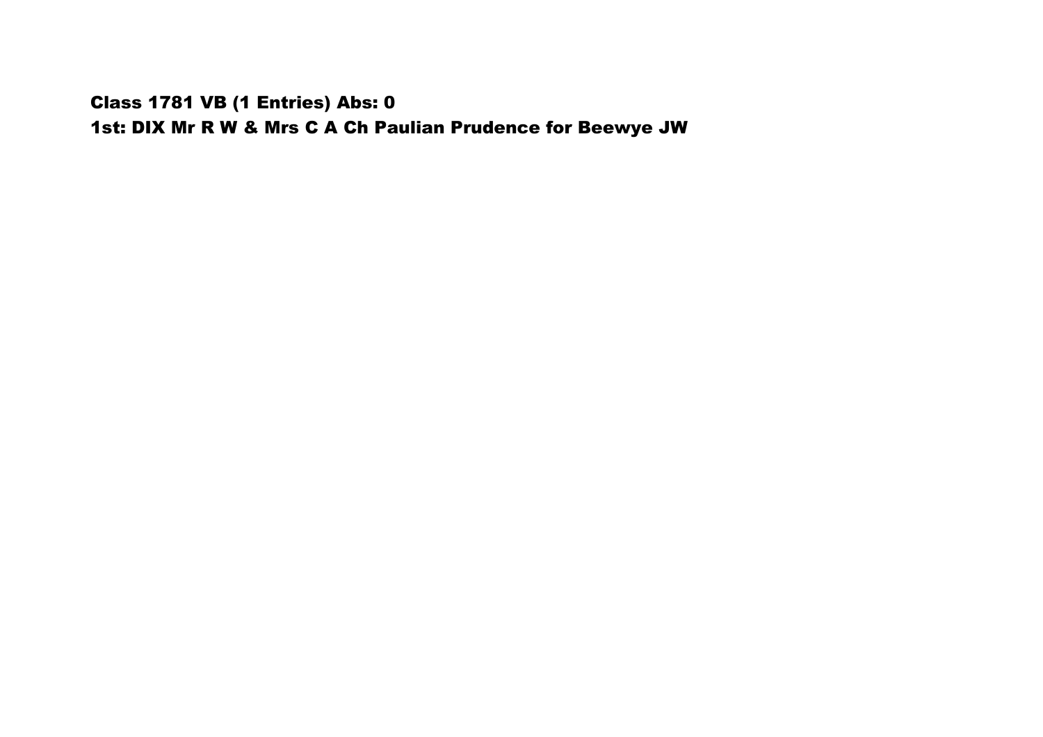**Class 1781 VB (1 Entries) Abs: 0**

**1st: DIX Mr R W & Mrs C A Ch Paulian Prudence for Beewye JW**